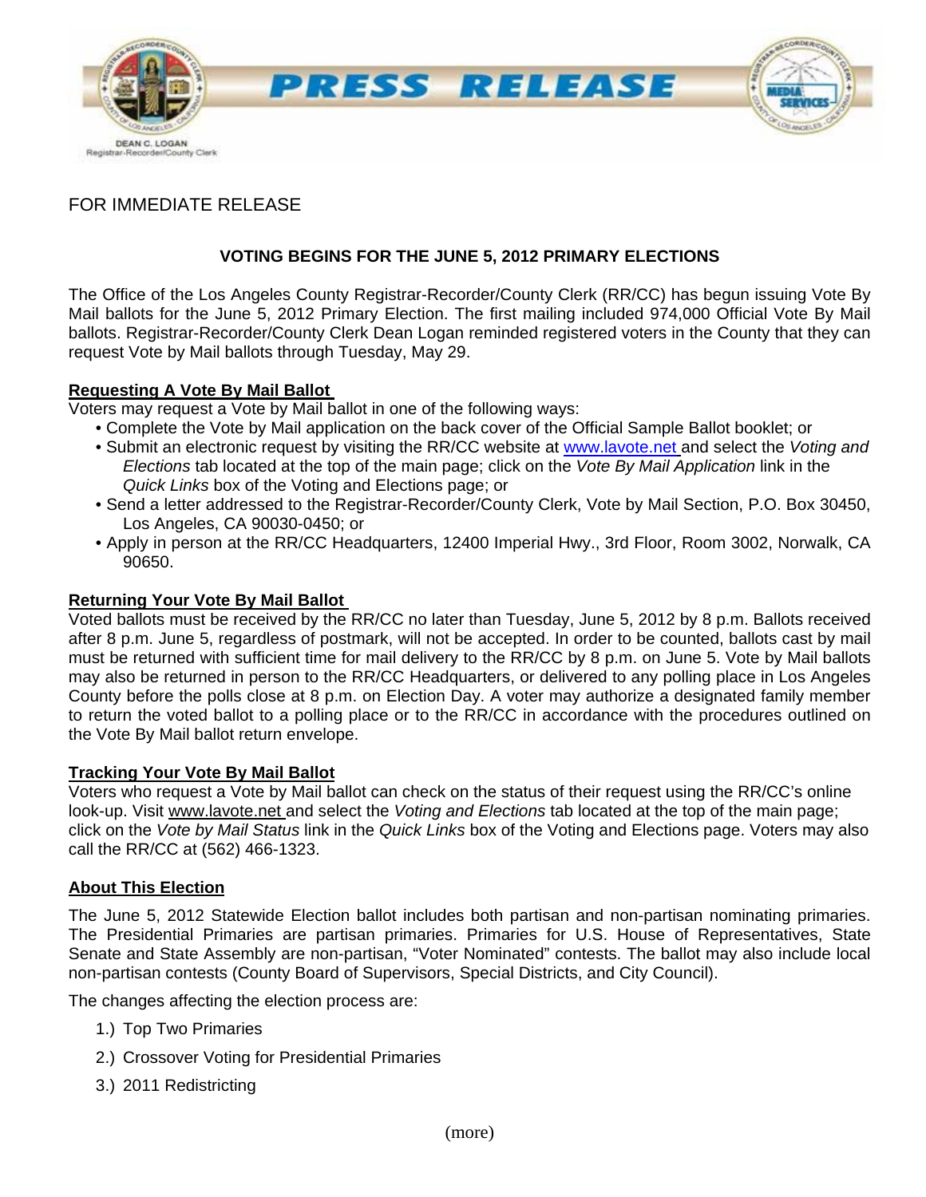PRESS RELEASE

DEAN C. LOGAN
Registrar-Recorder/County Clerk

FOR IMMEDIATE RELEASE

**VOTING BEGINS FOR THE JUNE 5, 2012 PRIMARY ELECTIONS**

The Office of the Los Angeles County Registrar-Recorder/County Clerk (RR/CC) has begun issuing Vote By Mail ballots for the June 5, 2012 Primary Election. The first mailing included 974,000 Official Vote By Mail ballots. Registrar-Recorder/County Clerk Dean Logan reminded registered voters in the County that they can request Vote by Mail ballots through Tuesday, May 29.

**Requesting A Vote By Mail Ballot**

Voters may request a Vote by Mail ballot in one of the following ways:

- Complete the Vote by Mail application on the back cover of the Official Sample Ballot booklet; or
- Submit an electronic request by visiting the RR/CC website at www.lavote.net and select the *Voting and Elections* tab located at the top of the main page; click on the *Vote By Mail Application* link in the *Quick Links* box of the Voting and Elections page; or
- Send a letter addressed to the Registrar-Recorder/County Clerk, Vote by Mail Section, P.O. Box 30450, Los Angeles, CA 90030-0450; or
- Apply in person at the RR/CC Headquarters, 12400 Imperial Hwy., 3rd Floor, Room 3002, Norwalk, CA 90650.

**Returning Your Vote By Mail Ballot**

Voted ballots must be received by the RR/CC no later than Tuesday, June 5, 2012 by 8 p.m. Ballots received after 8 p.m. June 5, regardless of postmark, will not be accepted. In order to be counted, ballots cast by mail must be returned with sufficient time for mail delivery to the RR/CC by 8 p.m. on June 5. Vote by Mail ballots may also be returned in person to the RR/CC Headquarters, or delivered to any polling place in Los Angeles County before the polls close at 8 p.m. on Election Day. A voter may authorize a designated family member to return the voted ballot to a polling place or to the RR/CC in accordance with the procedures outlined on the Vote By Mail ballot return envelope.

**Tracking Your Vote By Mail Ballot**

Voters who request a Vote by Mail ballot can check on the status of their request using the RR/CC's online look-up. Visit www.lavote.net and select the *Voting and Elections* tab located at the top of the main page; click on the *Vote by Mail Status* link in the *Quick Links* box of the Voting and Elections page. Voters may also call the RR/CC at (562) 466-1323.

**About This Election**

The June 5, 2012 Statewide Election ballot includes both partisan and non-partisan nominating primaries. The Presidential Primaries are partisan primaries. Primaries for U.S. House of Representatives, State Senate and State Assembly are non-partisan, "Voter Nominated" contests. The ballot may also include local non-partisan contests (County Board of Supervisors, Special Districts, and City Council).

The changes affecting the election process are:

1.) Top Two Primaries

2.) Crossover Voting for Presidential Primaries

3.) 2011 Redistricting

(more)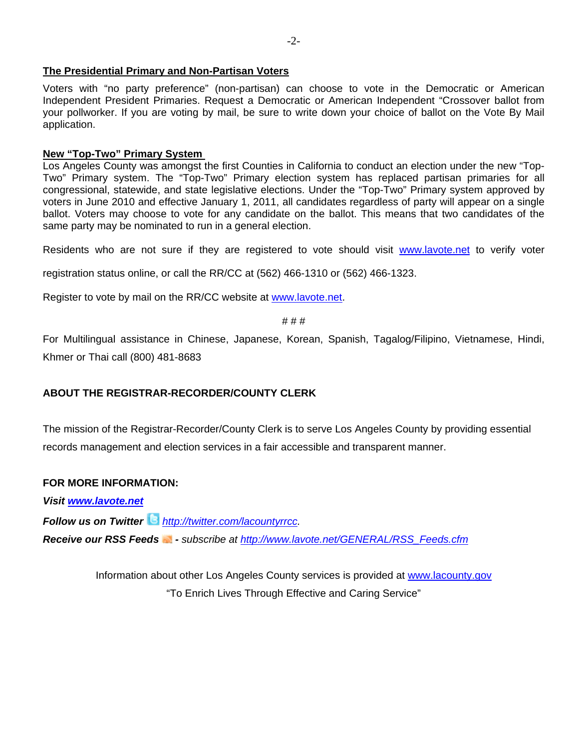## The Presidential Primary and Non-Partisan Voters

Voters with "no party preference" (non-partisan) can choose to vote in the Democratic or American Independent President Primaries. Request a Democratic or American Independent "Crossover ballot from your pollworker. If you are voting by mail, be sure to write down your choice of ballot on the Vote By Mail application.

## New "Top-Two" Primary System

Los Angeles County was amongst the first Counties in California to conduct an election under the new "Top-Two" Primary system. The "Top-Two" Primary election system has replaced partisan primaries for all congressional, statewide, and state legislative elections. Under the "Top-Two" Primary system approved by voters in June 2010 and effective January 1, 2011, all candidates regardless of party will appear on a single ballot. Voters may choose to vote for any candidate on the ballot. This means that two candidates of the same party may be nominated to run in a general election.

Residents who are not sure if they are registered to vote should visit www.lavote.net to verify voter registration status online, or call the RR/CC at (562) 466-1310 or (562) 466-1323.

Register to vote by mail on the RR/CC website at www.lavote.net.

# # #

For Multilingual assistance in Chinese, Japanese, Korean, Spanish, Tagalog/Filipino, Vietnamese, Hindi, Khmer or Thai call (800) 481-8683

**ABOUT THE REGISTRAR-RECORDER/COUNTY CLERK**

The mission of the Registrar-Recorder/County Clerk is to serve Los Angeles County by providing essential records management and election services in a fair accessible and transparent manner.

**FOR MORE INFORMATION:**

***Visit www.lavote.net***

***Follow us on Twitter*** *http://twitter.com/lacountyrrcc.*

***Receive our RSS Feeds*** ***-*** *subscribe at http://www.lavote.net/GENERAL/RSS_Feeds.cfm*

Information about other Los Angeles County services is provided at www.lacounty.gov

"To Enrich Lives Through Effective and Caring Service"